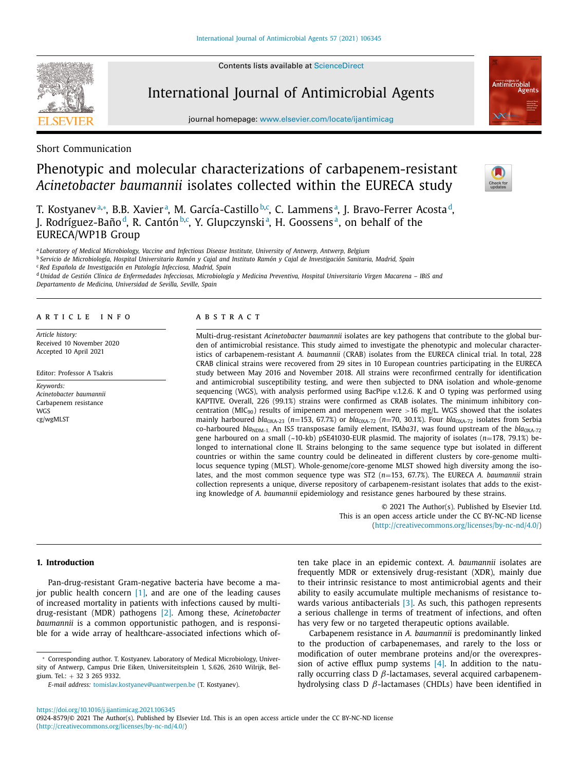Short Communication

# Phenotypic and molecular characterizations of carbapenem-resistant *Acinetobacter baumannii* isolates collected within the EURECA study

T. Kostyanev[a,*], B.B. Xavier[a], M. García-Castillo[b,c], C. Lammens[a], J. Bravo-Ferrer Acosta[d], J. Rodríguez-Baño[d], R. Cantón[b,c], Y. Glupczynski[a], H. Goossens[a], on behalf of the EURECA/WP1B Group

[a] Laboratory of Medical Microbiology, Vaccine and Infectious Disease Institute, University of Antwerp, Antwerp, Belgium
[b] Servicio de Microbiología, Hospital Universitario Ramón y Cajal and Instituto Ramón y Cajal de Investigación Sanitaria, Madrid, Spain
[c] Red Española de Investigación en Patología Infecciosa, Madrid, Spain
[d] Unidad de Gestión Clínica de Enfermedades Infecciosas, Microbiología y Medicina Preventiva, Hospital Universitario Virgen Macarena – IBiS and Departamento de Medicina, Universidad de Sevilla, Seville, Spain

## ARTICLE INFO

*Article history:*
Received 10 November 2020
Accepted 10 April 2021

Editor: Professor A Tsakris

*Keywords:*
*Acinetobacter baumannii*
Carbapenem resistance
WGS
cg/wgMLST

## ABSTRACT

Multi-drug-resistant *Acinetobacter baumannii* isolates are key pathogens that contribute to the global burden of antimicrobial resistance. This study aimed to investigate the phenotypic and molecular characteristics of carbapenem-resistant *A. baumannii* (CRAB) isolates from the EURECA clinical trial. In total, 228 CRAB clinical strains were recovered from 29 sites in 10 European countries participating in the EURECA study between May 2016 and November 2018. All strains were reconfirmed centrally for identification and antimicrobial susceptibility testing, and were then subjected to DNA isolation and whole-genome sequencing (WGS), with analysis performed using BacPipe v.1.2.6. K and O typing was performed using KAPTIVE. Overall, 226 (99.1%) strains were confirmed as CRAB isolates. The minimum inhibitory concentration ($MIC_{90}$) results of imipenem and meropenem were >16 mg/L. WGS showed that the isolates mainly harboured $bla_{OXA-23}$ (*n*=153, 67.7%) or $bla_{OXA-72}$ (*n*=70, 30.1%). Four $bla_{OXA-72}$ isolates from Serbia co-harboured $bla_{NDM-1}$. An IS*5* transposase family element, IS*Aba31*, was found upstream of the $bla_{OXA-72}$ gene harboured on a small (~10-kb) pSE41030-EUR plasmid. The majority of isolates (*n*=178, 79.1%) belonged to international clone II. Strains belonging to the same sequence type but isolated in different countries or within the same country could be delineated in different clusters by core-genome multi-locus sequence typing (MLST). Whole-genome/core-genome MLST showed high diversity among the isolates, and the most common sequence type was ST2 (*n*=153, 67.7%). The EURECA *A. baumannii* strain collection represents a unique, diverse repository of carbapenem-resistant isolates that adds to the existing knowledge of *A. baumannii* epidemiology and resistance genes harboured by these strains.

© 2021 The Author(s). Published by Elsevier Ltd.
This is an open access article under the CC BY-NC-ND license (http://creativecommons.org/licenses/by-nc-nd/4.0/)

## 1. Introduction

Pan-drug-resistant Gram-negative bacteria have become a major public health concern [1], and are one of the leading causes of increased mortality in patients with infections caused by multi-drug-resistant (MDR) pathogens [2]. Among these, *Acinetobacter baumannii* is a common opportunistic pathogen, and is responsible for a wide array of healthcare-associated infections which often take place in an epidemic context. *A. baumannii* isolates are frequently MDR or extensively drug-resistant (XDR), mainly due to their intrinsic resistance to most antimicrobial agents and their ability to easily accumulate multiple mechanisms of resistance towards various antibacterials [3]. As such, this pathogen represents a serious challenge in terms of treatment of infections, and often has very few or no targeted therapeutic options available.

Carbapenem resistance in *A. baumannii* is predominantly linked to the production of carbapenemases, and rarely to the loss or modification of outer membrane proteins and/or the overexpression of active efflux pump systems [4]. In addition to the naturally occurring class D β-lactamases, several acquired carbapenem-hydrolysing class D β-lactamases (CHDLs) have been identified in

* Corresponding author. T. Kostyanev. Laboratory of Medical Microbiology, University of Antwerp, Campus Drie Eiken, Universiteitsplein 1, S.626, 2610 Wilrijk, Belgium. Tel.: + 32 3 265 9332.
*E-mail address:* tomislav.kostyanev@uantwerpen.be (T. Kostyanev).

https://doi.org/10.1016/j.ijantimicag.2021.106345
0924-8579/© 2021 The Author(s). Published by Elsevier Ltd. This is an open access article under the CC BY-NC-ND license (http://creativecommons.org/licenses/by-nc-nd/4.0/)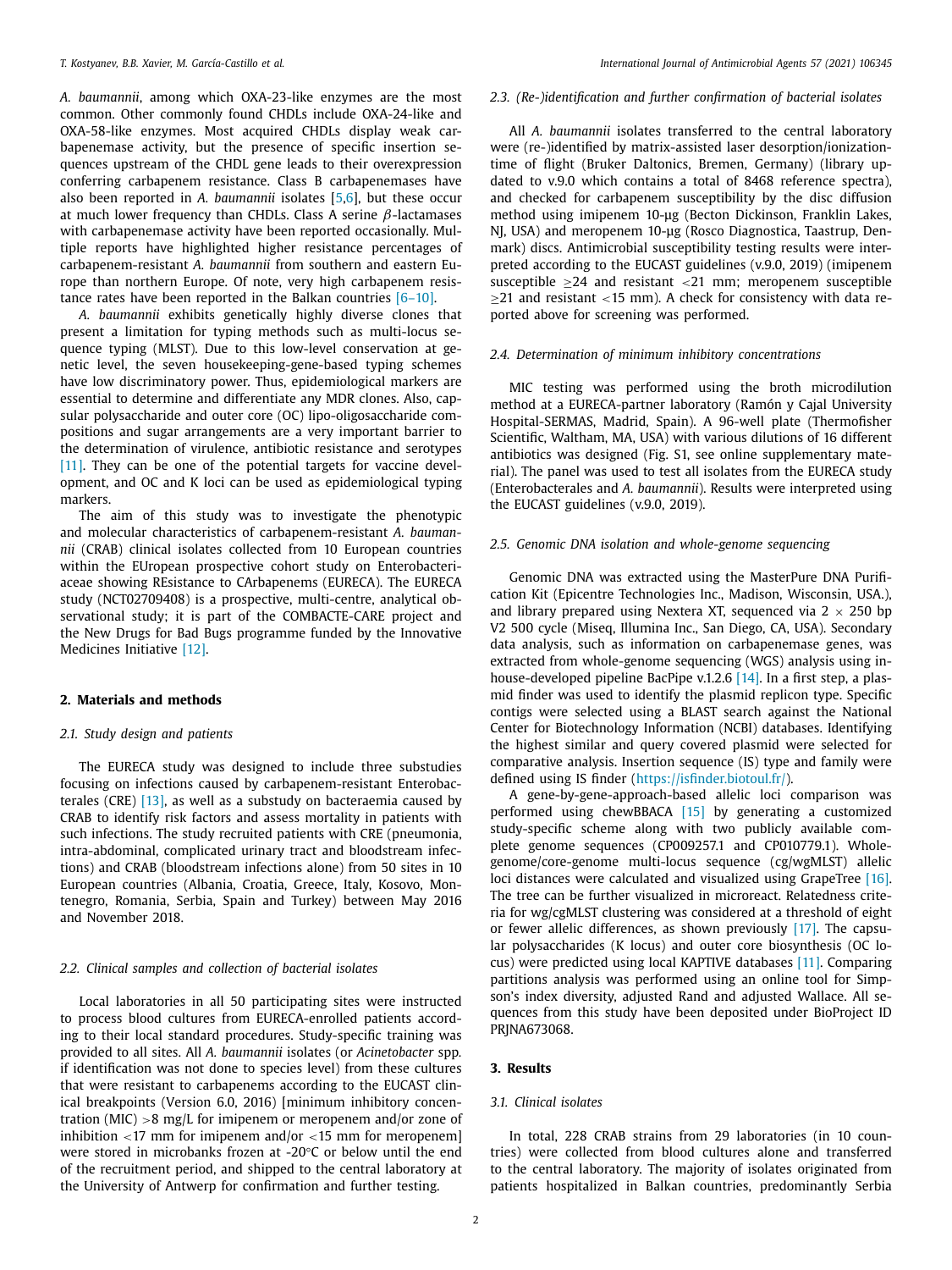*A. baumannii*, among which OXA-23-like enzymes are the most common. Other commonly found CHDLs include OXA-24-like and OXA-58-like enzymes. Most acquired CHDLs display weak carbapenemase activity, but the presence of specific insertion sequences upstream of the CHDL gene leads to their overexpression conferring carbapenem resistance. Class B carbapenemases have also been reported in *A. baumannii* isolates [5,6], but these occur at much lower frequency than CHDLs. Class A serine $\beta$-lactamases with carbapenemase activity have been reported occasionally. Multiple reports have highlighted higher resistance percentages of carbapenem-resistant *A. baumannii* from southern and eastern Europe than northern Europe. Of note, very high carbapenem resistance rates have been reported in the Balkan countries [6–10].

*A. baumannii* exhibits genetically highly diverse clones that present a limitation for typing methods such as multi-locus sequence typing (MLST). Due to this low-level conservation at genetic level, the seven housekeeping-gene-based typing schemes have low discriminatory power. Thus, epidemiological markers are essential to determine and differentiate any MDR clones. Also, capsular polysaccharide and outer core (OC) lipo-oligosaccharide compositions and sugar arrangements are a very important barrier to the determination of virulence, antibiotic resistance and serotypes [11]. They can be one of the potential targets for vaccine development, and OC and K loci can be used as epidemiological typing markers.

The aim of this study was to investigate the phenotypic and molecular characteristics of carbapenem-resistant *A. baumannii* (CRAB) clinical isolates collected from 10 European countries within the EUropean prospective cohort study on Enterobacteriaceae showing REsistance to CArbapenems (EURECA). The EURECA study (NCT02709408) is a prospective, multi-centre, analytical observational study; it is part of the COMBACTE-CARE project and the New Drugs for Bad Bugs programme funded by the Innovative Medicines Initiative [12].

## 2. Materials and methods

### 2.1. Study design and patients

The EURECA study was designed to include three substudies focusing on infections caused by carbapenem-resistant Enterobacterales (CRE) [13], as well as a substudy on bacteraemia caused by CRAB to identify risk factors and assess mortality in patients with such infections. The study recruited patients with CRE (pneumonia, intra-abdominal, complicated urinary tract and bloodstream infections) and CRAB (bloodstream infections alone) from 50 sites in 10 European countries (Albania, Croatia, Greece, Italy, Kosovo, Montenegro, Romania, Serbia, Spain and Turkey) between May 2016 and November 2018.

### 2.2. Clinical samples and collection of bacterial isolates

Local laboratories in all 50 participating sites were instructed to process blood cultures from EURECA-enrolled patients according to their local standard procedures. Study-specific training was provided to all sites. All *A. baumannii* isolates (or *Acinetobacter* spp. if identification was not done to species level) from these cultures that were resistant to carbapenems according to the EUCAST clinical breakpoints (Version 6.0, 2016) [minimum inhibitory concentration (MIC) >8 mg/L for imipenem or meropenem and/or zone of inhibition <17 mm for imipenem and/or <15 mm for meropenem] were stored in microbanks frozen at -20°C or below until the end of the recruitment period, and shipped to the central laboratory at the University of Antwerp for confirmation and further testing.

### 2.3. (Re-)identification and further confirmation of bacterial isolates

All *A. baumannii* isolates transferred to the central laboratory were (re-)identified by matrix-assisted laser desorption/ionization-time of flight (Bruker Daltonics, Bremen, Germany) (library updated to v.9.0 which contains a total of 8468 reference spectra), and checked for carbapenem susceptibility by the disc diffusion method using imipenem 10-µg (Becton Dickinson, Franklin Lakes, NJ, USA) and meropenem 10-µg (Rosco Diagnostica, Taastrup, Denmark) discs. Antimicrobial susceptibility testing results were interpreted according to the EUCAST guidelines (v.9.0, 2019) (imipenem susceptible ≥24 and resistant <21 mm; meropenem susceptible ≥21 and resistant <15 mm). A check for consistency with data reported above for screening was performed.

### 2.4. Determination of minimum inhibitory concentrations

MIC testing was performed using the broth microdilution method at a EURECA-partner laboratory (Ramón y Cajal University Hospital-SERMAS, Madrid, Spain). A 96-well plate (Thermofisher Scientific, Waltham, MA, USA) with various dilutions of 16 different antibiotics was designed (Fig. S1, see online supplementary material). The panel was used to test all isolates from the EURECA study (Enterobacterales and *A. baumannii*). Results were interpreted using the EUCAST guidelines (v.9.0, 2019).

### 2.5. Genomic DNA isolation and whole-genome sequencing

Genomic DNA was extracted using the MasterPure DNA Purification Kit (Epicentre Technologies Inc., Madison, Wisconsin, USA.), and library prepared using Nextera XT, sequenced via 2 × 250 bp V2 500 cycle (Miseq, Illumina Inc., San Diego, CA, USA). Secondary data analysis, such as information on carbapenemase genes, was extracted from whole-genome sequencing (WGS) analysis using in-house-developed pipeline BacPipe v.1.2.6 [14]. In a first step, a plasmid finder was used to identify the plasmid replicon type. Specific contigs were selected using a BLAST search against the National Center for Biotechnology Information (NCBI) databases. Identifying the highest similar and query covered plasmid were selected for comparative analysis. Insertion sequence (IS) type and family were defined using IS finder (https://isfinder.biotoul.fr/).

A gene-by-gene-approach-based allelic loci comparison was performed using chewBBACA [15] by generating a customized study-specific scheme along with two publicly available complete genome sequences (CP009257.1 and CP010779.1). Whole-genome/core-genome multi-locus sequence (cg/wgMLST) allelic loci distances were calculated and visualized using GrapeTree [16]. The tree can be further visualized in microreact. Relatedness criteria for wg/cgMLST clustering was considered at a threshold of eight or fewer allelic differences, as shown previously [17]. The capsular polysaccharides (K locus) and outer core biosynthesis (OC locus) were predicted using local KAPTIVE databases [11]. Comparing partitions analysis was performed using an online tool for Simpson's index diversity, adjusted Rand and adjusted Wallace. All sequences from this study have been deposited under BioProject ID PRJNA673068.

## 3. Results

### 3.1. Clinical isolates

In total, 228 CRAB strains from 29 laboratories (in 10 countries) were collected from blood cultures alone and transferred to the central laboratory. The majority of isolates originated from patients hospitalized in Balkan countries, predominantly Serbia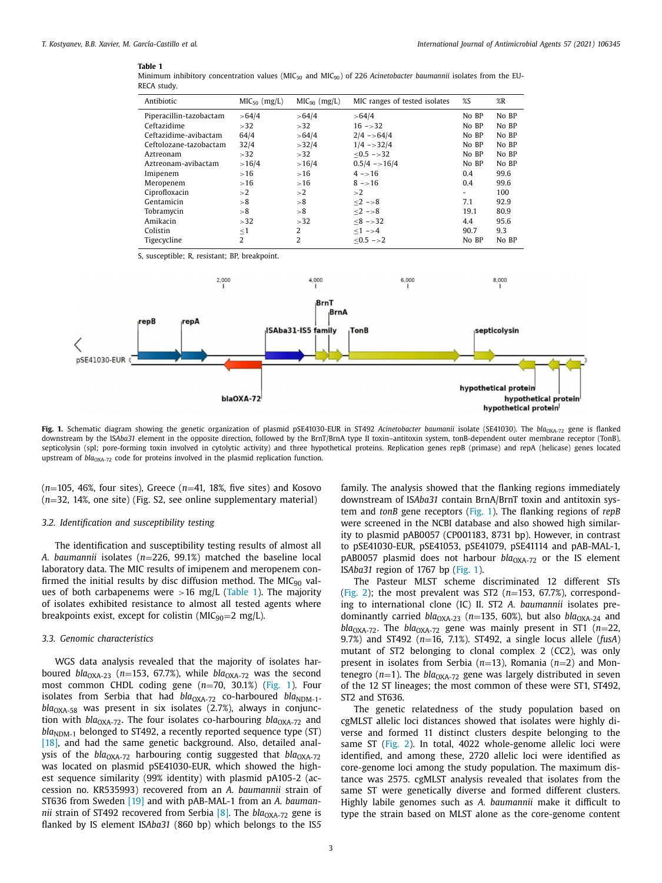**Table 1**
Minimum inhibitory concentration values ($MIC_{50}$ and $MIC_{90}$) of 226 *Acinetobacter baumannii* isolates from the EURECA study.

| Antibiotic | $MIC_{50}$ (mg/L) | $MIC_{90}$ (mg/L) | MIC ranges of tested isolates | %S | %R |
|---|---|---|---|---|---|
| Piperacillin-tazobactam | >64/4 | >64/4 | >64/4 | No BP | No BP |
| Ceftazidime | >32 | >32 | 16 ->32 | No BP | No BP |
| Ceftazidime-avibactam | 64/4 | >64/4 | 2/4 ->64/4 | No BP | No BP |
| Ceftolozane-tazobactam | 32/4 | >32/4 | 1/4 ->32/4 | No BP | No BP |
| Aztreonam | >32 | >32 | ≤0.5 ->32 | No BP | No BP |
| Aztreonam-avibactam | >16/4 | >16/4 | 0.5/4 ->16/4 | No BP | No BP |
| Imipenem | >16 | >16 | 4 ->16 | 0.4 | 99.6 |
| Meropenem | >16 | >16 | 8 ->16 | 0.4 | 99.6 |
| Ciprofloxacin | >2 | >2 | >2 | - | 100 |
| Gentamicin | >8 | >8 | ≤2 ->8 | 7.1 | 92.9 |
| Tobramycin | >8 | >8 | ≤2 ->8 | 19.1 | 80.9 |
| Amikacin | >32 | >32 | ≤8 ->32 | 4.4 | 95.6 |
| Colistin | ≤1 | 2 | ≤1 ->4 | 90.7 | 9.3 |
| Tigecycline | 2 | 2 | ≤0.5 ->2 | No BP | No BP |

S, susceptible; R, resistant; BP, breakpoint.

**Fig. 1.** Schematic diagram showing the genetic organization of plasmid pSE41030-EUR in ST492 *Acinetobacter baumannii* isolate (SE41030). The $bla_{OXA-72}$ gene is flanked downstream by the IS*Aba31* element in the opposite direction, followed by the BrnT/BrnA type II toxin–antitoxin system, tonB-dependent outer membrane receptor (TonB), septicolysin (spl; pore-forming toxin involved in cytolytic activity) and three hypothetical proteins. Replication genes repB (primase) and repA (helicase) genes located upstream of $bla_{OXA-72}$ code for proteins involved in the plasmid replication function.

($n$=105, 46%, four sites), Greece ($n$=41, 18%, five sites) and Kosovo ($n$=32, 14%, one site) (Fig. S2, see online supplementary material)

### 3.2. Identification and susceptibility testing

The identification and susceptibility testing results of almost all *A. baumannii* isolates ($n$=226, 99.1%) matched the baseline local laboratory data. The MIC results of imipenem and meropenem confirmed the initial results by disc diffusion method. The $MIC_{90}$ values of both carbapenems were >16 mg/L (Table 1). The majority of isolates exhibited resistance to almost all tested agents where breakpoints exist, except for colistin ($MIC_{90}$=2 mg/L).

### 3.3. Genomic characteristics

WGS data analysis revealed that the majority of isolates harboured $bla_{OXA-23}$ ($n$=153, 67.7%), while $bla_{OXA-72}$ was the second most common CHDL coding gene ($n$=70, 30.1%) (Fig. 1). Four isolates from Serbia that had $bla_{OXA-72}$ co-harboured $bla_{NDM-1}$. $bla_{OXA-58}$ was present in six isolates (2.7%), always in conjunction with $bla_{OXA-72}$. The four isolates co-harbouring $bla_{OXA-72}$ and $bla_{NDM-1}$ belonged to ST492, a recently reported sequence type (ST) [18], and had the same genetic background. Also, detailed analysis of the $bla_{OXA-72}$ harbouring contig suggested that $bla_{OXA-72}$ was located on plasmid pSE41030-EUR, which showed the highest sequence similarity (99% identity) with plasmid pA105-2 (accession no. KR535993) recovered from an *A. baumannii* strain of ST636 from Sweden [19] and with pAB-MAL-1 from an *A. baumannii* strain of ST492 recovered from Serbia [8]. The $bla_{OXA-72}$ gene is flanked by IS element IS*Aba31* (860 bp) which belongs to the IS5 family. The analysis showed that the flanking regions immediately downstream of IS*Aba31* contain BrnA/BrnT toxin and antitoxin system and *tonB* gene receptors (Fig. 1). The flanking regions of *repB* were screened in the NCBI database and also showed high similarity to plasmid pAB0057 (CP001183, 8731 bp). However, in contrast to pSE41030-EUR, pSE41053, pSE41079, pSE41114 and pAB-MAL-1, pAB0057 plasmid does not harbour $bla_{OXA-72}$ or the IS element IS*Aba31* region of 1767 bp (Fig. 1).

The Pasteur MLST scheme discriminated 12 different STs (Fig. 2); the most prevalent was ST2 ($n$=153, 67.7%), corresponding to international clone (IC) II. ST2 *A. baumannii* isolates predominantly carried $bla_{OXA-23}$ ($n$=135, 60%), but also $bla_{OXA-24}$ and $bla_{OXA-72}$. The $bla_{OXA-72}$ gene was mainly present in ST1 ($n$=22, 9.7%) and ST492 ($n$=16, 7.1%). ST492, a single locus allele (*fusA*) mutant of ST2 belonging to clonal complex 2 (CC2), was only present in isolates from Serbia ($n$=13), Romania ($n$=2) and Montenegro ($n$=1). The $bla_{OXA-72}$ gene was largely distributed in seven of the 12 ST lineages; the most common of these were ST1, ST492, ST2 and ST636.

The genetic relatedness of the study population based on cgMLST allelic loci distances showed that isolates were highly diverse and formed 11 distinct clusters despite belonging to the same ST (Fig. 2). In total, 4022 whole-genome allelic loci were identified, and among these, 2720 allelic loci were identified as core-genome loci among the study population. The maximum distance was 2575. cgMLST analysis revealed that isolates from the same ST were genetically diverse and formed different clusters. Highly labile genomes such as *A. baumannii* make it difficult to type the strain based on MLST alone as the core-genome content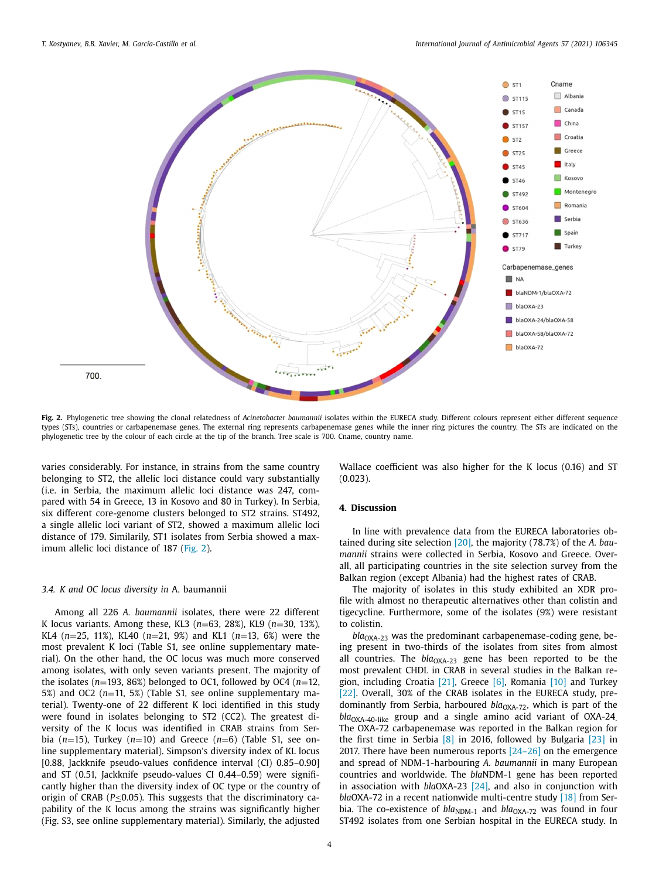Fig. 2. Phylogenetic tree showing the clonal relatedness of *Acinetobacter baumannii* isolates within the EURECA study. Different colours represent either different sequence types (STs), countries or carbapenemase genes. The external ring represents carbapenemase genes while the inner ring pictures the country. The STs are indicated on the phylogenetic tree by the colour of each circle at the tip of the branch. Tree scale is 700. Cname, country name.

varies considerably. For instance, in strains from the same country belonging to ST2, the allelic loci distance could vary substantially (i.e. in Serbia, the maximum allelic loci distance was 247, compared with 54 in Greece, 13 in Kosovo and 80 in Turkey). In Serbia, six different core-genome clusters belonged to ST2 strains. ST492, a single allelic loci variant of ST2, showed a maximum allelic loci distance of 179. Similarily, ST1 isolates from Serbia showed a maximum allelic loci distance of 187 (Fig. 2).

### 3.4. K and OC locus diversity in *A. baumannii*

Among all 226 *A. baumannii* isolates, there were 22 different K locus variants. Among these, KL3 ($n$=63, 28%), KL9 ($n$=30, 13%), KL4 ($n$=25, 11%), KL40 ($n$=21, 9%) and KL1 ($n$=13, 6%) were the most prevalent K loci (Table S1, see online supplementary material). On the other hand, the OC locus was much more conserved among isolates, with only seven variants present. The majority of the isolates ($n$=193, 86%) belonged to OC1, followed by OC4 ($n$=12, 5%) and OC2 ($n$=11, 5%) (Table S1, see online supplementary material). Twenty-one of 22 different K loci identified in this study were found in isolates belonging to ST2 (CC2). The greatest diversity of the K locus was identified in CRAB strains from Serbia ($n$=15), Turkey ($n$=10) and Greece ($n$=6) (Table S1, see online supplementary material). Simpson's diversity index of KL locus [0.88, Jackknife pseudo-values confidence interval (CI) 0.85–0.90] and ST (0.51, Jackknife pseudo-values CI 0.44–0.59) were significantly higher than the diversity index of OC type or the country of origin of CRAB ($P \leq 0.05$). This suggests that the discriminatory capability of the K locus among the strains was significantly higher (Fig. S3, see online supplementary material). Similarly, the adjusted Wallace coefficient was also higher for the K locus (0.16) and ST (0.023).

## 4. Discussion

In line with prevalence data from the EURECA laboratories obtained during site selection [20], the majority (78.7%) of the *A. baumannii* strains were collected in Serbia, Kosovo and Greece. Overall, all participating countries in the site selection survey from the Balkan region (except Albania) had the highest rates of CRAB.

The majority of isolates in this study exhibited an XDR profile with almost no therapeutic alternatives other than colistin and tigecycline. Furthermore, some of the isolates (9%) were resistant to colistin.

*bla*$_{OXA-23}$ was the predominant carbapenemase-coding gene, being present in two-thirds of the isolates from sites from almost all countries. The *bla*$_{OXA-23}$ gene has been reported to be the most prevalent CHDL in CRAB in several studies in the Balkan region, including Croatia [21], Greece [6], Romania [10] and Turkey [22]. Overall, 30% of the CRAB isolates in the EURECA study, predominantly from Serbia, harboured *bla*$_{OXA-72}$, which is part of the *bla*$_{OXA-40-like}$ group and a single amino acid variant of OXA-24. The OXA-72 carbapenemase was reported in the Balkan region for the first time in Serbia [8] in 2016, followed by Bulgaria [23] in 2017. There have been numerous reports [24–26] on the emergence and spread of NDM-1-harbouring *A. baumannii* in many European countries and worldwide. The *bla*NDM-1 gene has been reported in association with *bla*OXA-23 [24], and also in conjunction with *bla*OXA-72 in a recent nationwide multi-centre study [18] from Serbia. The co-existence of *bla*$_{NDM-1}$ and *bla*$_{OXA-72}$ was found in four ST492 isolates from one Serbian hospital in the EURECA study. In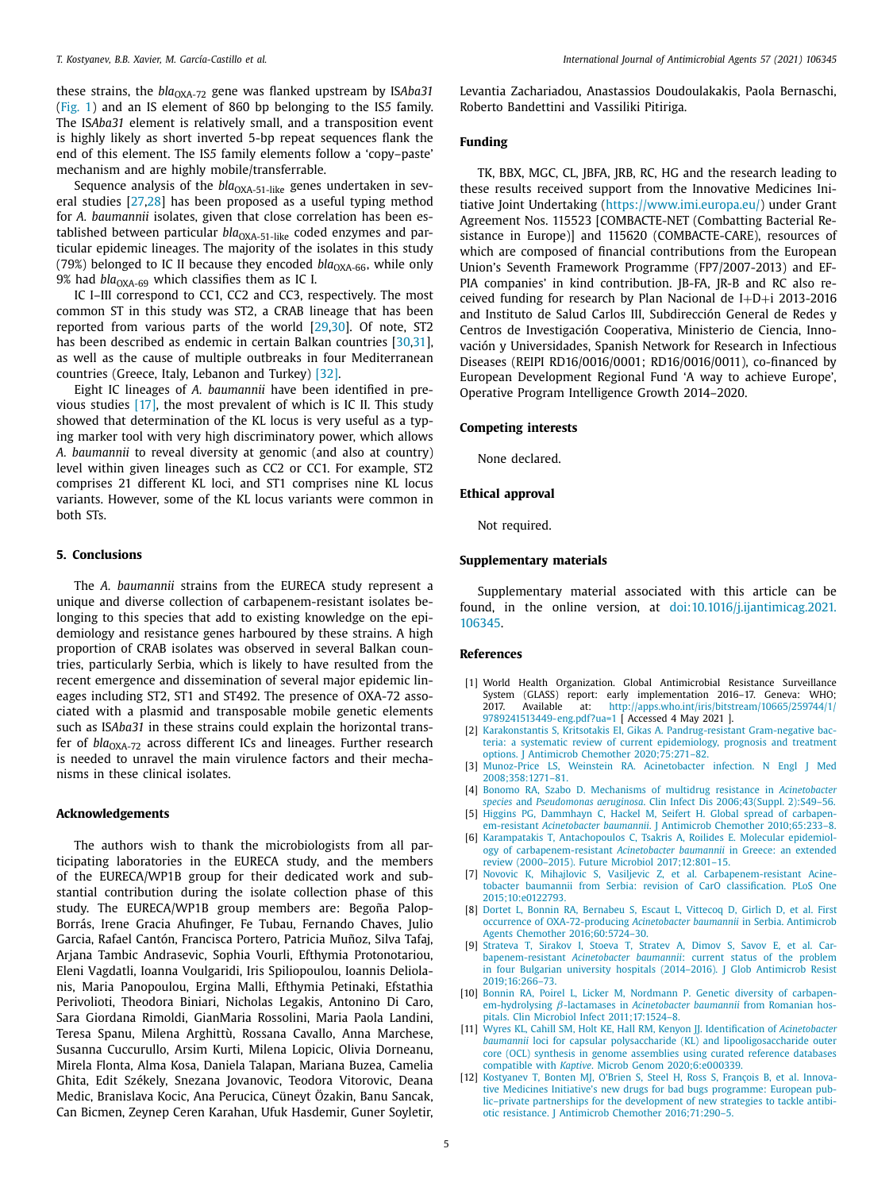these strains, the $bla_{OXA-72}$ gene was flanked upstream by IS*Aba31* (Fig. 1) and an IS element of 860 bp belonging to the IS*5* family. The IS*Aba31* element is relatively small, and a transposition event is highly likely as short inverted 5-bp repeat sequences flank the end of this element. The IS*5* family elements follow a 'copy–paste' mechanism and are highly mobile/transferrable.

Sequence analysis of the $bla_{OXA-51-like}$ genes undertaken in several studies [27,28] has been proposed as a useful typing method for *A. baumannii* isolates, given that close correlation has been established between particular $bla_{OXA-51-like}$ coded enzymes and particular epidemic lineages. The majority of the isolates in this study (79%) belonged to IC II because they encoded $bla_{OXA-66}$, while only 9% had $bla_{OXA-69}$ which classifies them as IC I.

IC I–III correspond to CC1, CC2 and CC3, respectively. The most common ST in this study was ST2, a CRAB lineage that has been reported from various parts of the world [29,30]. Of note, ST2 has been described as endemic in certain Balkan countries [30,31], as well as the cause of multiple outbreaks in four Mediterranean countries (Greece, Italy, Lebanon and Turkey) [32].

Eight IC lineages of *A. baumannii* have been identified in previous studies [17], the most prevalent of which is IC II. This study showed that determination of the KL locus is very useful as a typing marker tool with very high discriminatory power, which allows *A. baumannii* to reveal diversity at genomic (and also at country) level within given lineages such as CC2 or CC1. For example, ST2 comprises 21 different KL loci, and ST1 comprises nine KL locus variants. However, some of the KL locus variants were common in both STs.

## 5. Conclusions

The *A. baumannii* strains from the EURECA study represent a unique and diverse collection of carbapenem-resistant isolates belonging to this species that add to existing knowledge on the epidemiology and resistance genes harboured by these strains. A high proportion of CRAB isolates was observed in several Balkan countries, particularly Serbia, which is likely to have resulted from the recent emergence and dissemination of several major epidemic lineages including ST2, ST1 and ST492. The presence of OXA-72 associated with a plasmid and transposable mobile genetic elements such as IS*Aba31* in these strains could explain the horizontal transfer of $bla_{OXA-72}$ across different ICs and lineages. Further research is needed to unravel the main virulence factors and their mechanisms in these clinical isolates.

## Acknowledgements

The authors wish to thank the microbiologists from all participating laboratories in the EURECA study, and the members of the EURECA/WP1B group for their dedicated work and substantial contribution during the isolate collection phase of this study. The EURECA/WP1B group members are: Begoña Palop-Borrás, Irene Gracia Ahufinger, Fe Tubau, Fernando Chaves, Julio Garcia, Rafael Cantón, Francisca Portero, Patricia Muñoz, Silva Tafaj, Arjana Tambic Andrasevic, Sophia Vourli, Efthymia Protonotariou, Eleni Vagdatli, Ioanna Voulgaridi, Iris Spiliopoulou, Ioannis Deliolanis, Maria Panopoulou, Ergina Malli, Efthymia Petinaki, Efstathia Perivolioti, Theodora Biniari, Nicholas Legakis, Antonino Di Caro, Sara Giordana Rimoldi, GianMaria Rossolini, Maria Paola Landini, Teresa Spanu, Milena Arghittù, Rossana Cavallo, Anna Marchese, Susanna Cuccurullo, Arsim Kurti, Milena Lopicic, Olivia Dorneanu, Mirela Flonta, Alma Kosa, Daniela Talapan, Mariana Buzea, Camelia Ghita, Edit Székely, Snezana Jovanovic, Teodora Vitorovic, Deana Medic, Branislava Kocic, Ana Perucica, Cüneyt Özakin, Banu Sancak, Can Bicmen, Zeynep Ceren Karahan, Ufuk Hasdemir, Guner Soyletir, Levantia Zachariadou, Anastassios Doudoulakakis, Paola Bernaschi, Roberto Bandettini and Vassiliki Pitiriga.

## Funding

TK, BBX, MGC, CL, JBFA, JRB, RC, HG and the research leading to these results received support from the Innovative Medicines Initiative Joint Undertaking (https://www.imi.europa.eu/) under Grant Agreement Nos. 115523 [COMBACTE-NET (Combatting Bacterial Resistance in Europe)] and 115620 (COMBACTE-CARE), resources of which are composed of financial contributions from the European Union's Seventh Framework Programme (FP7/2007-2013) and EFPIA companies' in kind contribution. JB-FA, JR-B and RC also received funding for research by Plan Nacional de I+D+i 2013-2016 and Instituto de Salud Carlos III, Subdirección General de Redes y Centros de Investigación Cooperativa, Ministerio de Ciencia, Innovación y Universidades, Spanish Network for Research in Infectious Diseases (REIPI RD16/0016/0001; RD16/0016/0011), co-financed by European Development Regional Fund 'A way to achieve Europe', Operative Program Intelligence Growth 2014–2020.

## Competing interests

None declared.

## Ethical approval

Not required.

## Supplementary materials

Supplementary material associated with this article can be found, in the online version, at doi:10.1016/j.ijantimicag.2021.106345.

## References

[1] World Health Organization. Global Antimicrobial Resistance Surveillance System (GLASS) report: early implementation 2016–17. Geneva: WHO; 2017. Available at: http://apps.who.int/iris/bitstream/10665/259744/1/9789241513449-eng.pdf?ua=1 [ Accessed 4 May 2021 ].

[2] Karakonstantis S, Kritsotakis EI, Gikas A. Pandrug-resistant Gram-negative bacteria: a systematic review of current epidemiology, prognosis and treatment options. J Antimicrob Chemother 2020;75:271–82.

[3] Munoz-Price LS, Weinstein RA. Acinetobacter infection. N Engl J Med 2008;358:1271–81.

[4] Bonomo RA, Szabo D. Mechanisms of multidrug resistance in *Acinetobacter species* and *Pseudomonas aeruginosa*. Clin Infect Dis 2006;43(Suppl. 2):S49–56.

[5] Higgins PG, Dammhayn C, Hackel M, Seifert H. Global spread of carbapenem-resistant *Acinetobacter baumannii*. J Antimicrob Chemother 2010;65:233–8.

[6] Karampatakis T, Antachopoulos C, Tsakris A, Roilides E. Molecular epidemiology of carbapenem-resistant *Acinetobacter baumannii* in Greece: an extended review (2000–2015). Future Microbiol 2017;12:801–15.

[7] Novovic K, Mihajlovic S, Vasiljevic Z, et al. Carbapenem-resistant Acinetobacter baumannii from Serbia: revision of CarO classification. PLoS One 2015;10:e0122793.

[8] Dortet L, Bonnin RA, Bernabeu S, Escaut L, Vittecoq D, Girlich D, et al. First occurrence of OXA-72-producing *Acinetobacter baumannii* in Serbia. Antimicrob Agents Chemother 2016;60:5724–30.

[9] Strateva T, Sirakov I, Stoeva T, Stratev A, Dimov S, Savov E, et al. Carbapenem-resistant *Acinetobacter baumannii*: current status of the problem in four Bulgarian university hospitals (2014–2016). J Glob Antimicrob Resist 2019;16:266–73.

[10] Bonnin RA, Poirel L, Licker M, Nordmann P. Genetic diversity of carbapenem-hydrolysing β-lactamases in *Acinetobacter baumannii* from Romanian hospitals. Clin Microbiol Infect 2011;17:1524–8.

[11] Wyres KL, Cahill SM, Holt KE, Hall RM, Kenyon JJ. Identification of *Acinetobacter baumannii* loci for capsular polysaccharide (KL) and lipooligosaccharide outer core (OCL) synthesis in genome assemblies using curated reference databases compatible with *Kaptive*. Microb Genom 2020;6:e000339.

[12] Kostyanev T, Bonten MJ, O'Brien S, Steel H, Ross S, François B, et al. Innovative Medicines Initiative's new drugs for bad bugs programme: European public–private partnerships for the development of new strategies to tackle antibiotic resistance. J Antimicrob Chemother 2016;71:290–5.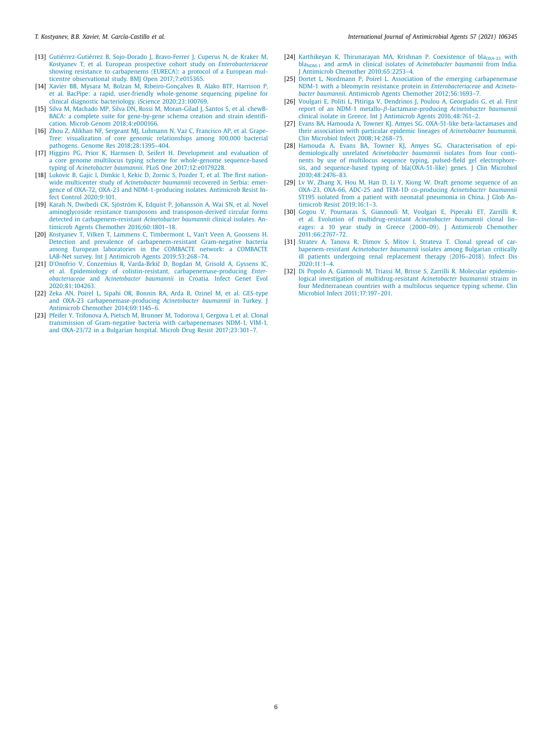[13] Gutiérrez-Gutiérrez B, Sojo-Dorado J, Bravo-Ferrer J, Cuperus N, de Kraker M, Kostyanev T, et al. European prospective cohort study on *Enterobacteriaceae* showing resistance to carbapenems (EURECA): a protocol of a European multicentre observational study. BMJ Open 2017;7:e015365.

[14] Xavier BB, Mysara M, Bolzan M, Ribeiro-Gonçalves B, Alako BTF, Harrison P, et al. BacPipe: a rapid, user-friendly whole-genome sequencing pipeline for clinical diagnostic bacteriology. iScience 2020;23:100769.

[15] Silva M, Machado MP, Silva DN, Rossi M, Moran-Gilad J, Santos S, et al. chewBBACA: a complete suite for gene-by-gene schema creation and strain identification. Microb Genom 2018;4:e000166.

[16] Zhou Z, Alikhan NF, Sergeant MJ, Luhmann N, Vaz C, Francisco AP, et al. GrapeTree: visualization of core genomic relationships among 100,000 bacterial pathogens. Genome Res 2018;28:1395–404.

[17] Higgins PG, Prior K, Harmsen D, Seifert H. Development and evaluation of a core genome multilocus typing scheme for whole-genome sequence-based typing of *Acinetobacter baumannii*. PLoS One 2017;12:e0179228.

[18] Lukovic B, Gajic I, Dimkic I, Kekic D, Zornic S, Pozder T, et al. The first nationwide multicenter study of *Acinetobacter baumannii* recovered in Serbia: emergence of OXA-72, OXA-23 and NDM-1-producing isolates. Antimicrob Resist Infect Control 2020;9:101.

[19] Karah N, Dwibedi CK, Sjöström K, Edquist P, Johansson A, Wai SN, et al. Novel aminoglycoside resistance transposons and transposon-derived circular forms detected in carbapenem-resistant *Acinetobacter baumannii* clinical isolates. Antimicrob Agents Chemother 2016;60:1801–18.

[20] Kostyanev T, Vilken T, Lammens C, Timbermont L, Van't Veen A, Goossens H. Detection and prevalence of carbapenem-resistant Gram-negative bacteria among European laboratories in the COMBACTE network: a COMBACTE LAB-Net survey. Int J Antimicrob Agents 2019;53:268–74.

[21] D'Onofrio V, Conzemius R, Varda-Brkić D, Bogdan M, Grisold A, Gyssens IC, et al. Epidemiology of colistin-resistant, carbapenemase-producing *Enterobacteriaceae* and *Acinetobacter baumannii* in Croatia. Infect Genet Evol 2020;81:104263.

[22] Zeka AN, Poirel L, Sipahi OR, Bonnin RA, Arda B, Ozinel M, et al. GES-type and OXA-23 carbapenemase-producing *Acinetobacter baumannii* in Turkey. J Antimicrob Chemother 2014;69:1145–6.

[23] Pfeifer Y, Trifonova A, Pietsch M, Brunner M, Todorova I, Gergova I, et al. Clonal transmission of Gram-negative bacteria with carbapenemases NDM-1, VIM-1, and OXA-23/72 in a Bulgarian hospital. Microb Drug Resist 2017;23:301–7.

[24] Karthikeyan K, Thirunarayan MA, Krishnan P. Coexistence of $bla_{OXA-23}$ with $bla_{NDM-1}$ and armA in clinical isolates of *Acinetobacter baumannii* from India. J Antimicrob Chemother 2010;65:2253–4.

[25] Dortet L, Nordmann P, Poirel L. Association of the emerging carbapenemase NDM-1 with a bleomycin resistance protein in *Enterobacteriaceae* and *Acinetobacter baumannii*. Antimicrob Agents Chemother 2012;56:1693–7.

[26] Voulgari E, Politi L, Pitiriga V, Dendrinos J, Poulou A, Georgiadis G, et al. First report of an NDM-1 metallo-$\beta$-lactamase-producing *Acinetobacter baumannii* clinical isolate in Greece. Int J Antimicrob Agents 2016;48:761–2.

[27] Evans BA, Hamouda A, Towner KJ, Amyes SG. OXA-51-like beta-lactamases and their association with particular epidemic lineages of *Acinetobacter baumannii*. Clin Microbiol Infect 2008;14:268–75.

[28] Hamouda A, Evans BA, Towner KJ, Amyes SG. Characterisation of epidemiologically unrelated *Acinetobacter baumannii* isolates from four continents by use of multilocus sequence typing, pulsed-field gel electrophoresis, and sequence-based typing of bla(OXA-51-like) genes. J Clin Microbiol 2010;48:2476–83.

[29] Lv W, Zhang X, Hou M, Han D, Li Y, Xiong W. Draft genome sequence of an OXA-23, OXA-66, ADC-25 and TEM-1D co-producing *Acinetobacter baumannii* ST195 isolated from a patient with neonatal pneumonia in China. J Glob Antimicrob Resist 2019;16:1–3.

[30] Gogou V, Pournaras S, Giannouli M, Voulgari E, Piperaki ET, Zarrilli R, et al. Evolution of multidrug-resistant *Acinetobacter baumannii* clonal lineages: a 10 year study in Greece (2000–09). J Antimicrob Chemother 2011;66:2767–72.

[31] Stratev A, Tanova R, Dimov S, Mitov I, Strateva T. Clonal spread of carbapenem-resistant *Acinetobacter baumannii* isolates among Bulgarian critically ill patients undergoing renal replacement therapy (2016–2018). Infect Dis 2020;11:1–4.

[32] Di Popolo A, Giannouli M, Triassi M, Brisse S, Zarrilli R. Molecular epidemiological investigation of multidrug-resistant *Acinetobacter baumannii* strains in four Mediterranean countries with a multilocus sequence typing scheme. Clin Microbiol Infect 2011;17:197–201.